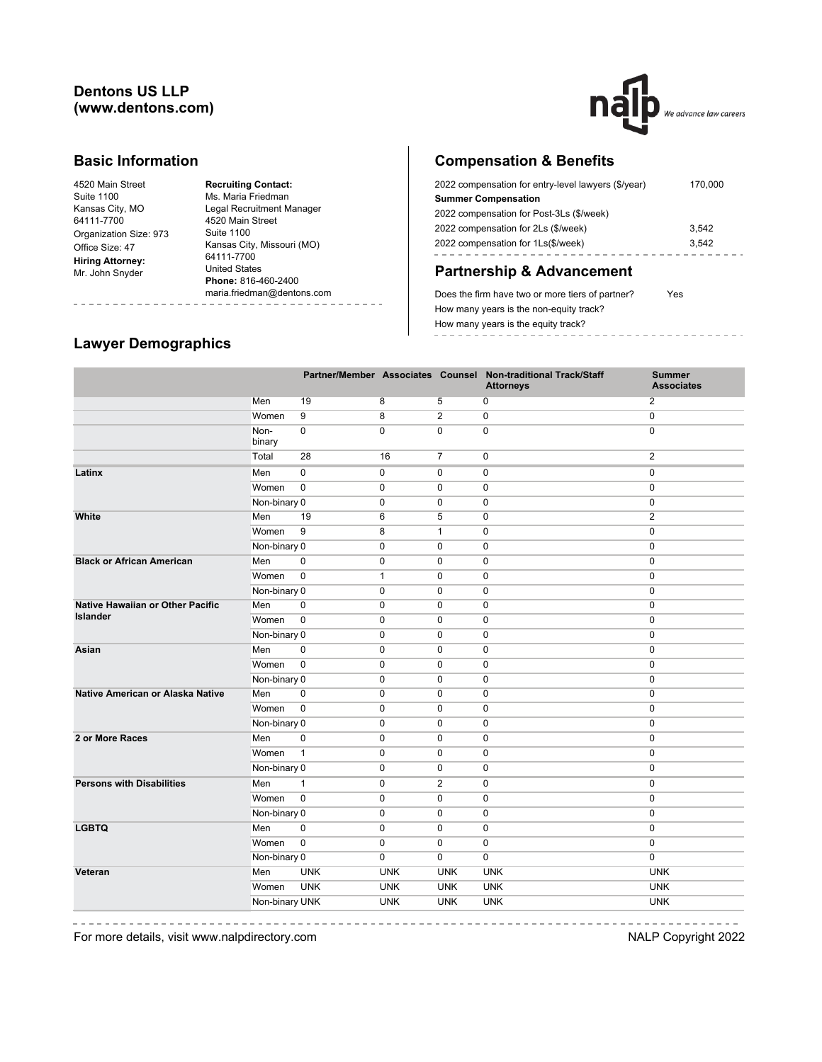# Dentons US LLP
# (www.dentons.com)

## Basic Information

4520 Main Street
Suite 1100
Kansas City, MO
64111-7700
Organization Size: 973
Office Size: 47

**Hiring Attorney:**
Mr. John Snyder

**Recruiting Contact:**
Ms. Maria Friedman
Legal Recruitment Manager
4520 Main Street
Suite 1100
Kansas City, Missouri (MO)
64111-7700
United States
**Phone:** 816-460-2400
maria.friedman@dentons.com

## Compensation & Benefits

| | |
|---|---|
| 2022 compensation for entry-level lawyers ($/year) | 170,000 |
| **Summer Compensation** | |
| 2022 compensation for Post-3Ls ($/week) | |
| 2022 compensation for 2Ls ($/week) | 3,542 |
| 2022 compensation for 1Ls($/week) | 3,542 |

## Partnership & Advancement

| | |
|---|---|
| Does the firm have two or more tiers of partner? | Yes |
| How many years is the non-equity track? | |
| How many years is the equity track? | |

## Lawyer Demographics

| | | Partner/Member | Associates | Counsel | Non-traditional Track/Staff Attorneys | Summer Associates |
|---|---|---|---|---|---|---|
| | Men | 19 | 8 | 5 | 0 | 2 |
| | Women | 9 | 8 | 2 | 0 | 0 |
| | Non-binary | 0 | 0 | 0 | 0 | 0 |
| | Total | 28 | 16 | 7 | 0 | 2 |
| **Latinx** | Men | 0 | 0 | 0 | 0 | 0 |
| | Women | 0 | 0 | 0 | 0 | 0 |
| | Non-binary | 0 | 0 | 0 | 0 | 0 |
| **White** | Men | 19 | 6 | 5 | 0 | 2 |
| | Women | 9 | 8 | 1 | 0 | 0 |
| | Non-binary | 0 | 0 | 0 | 0 | 0 |
| **Black or African American** | Men | 0 | 0 | 0 | 0 | 0 |
| | Women | 0 | 1 | 0 | 0 | 0 |
| | Non-binary | 0 | 0 | 0 | 0 | 0 |
| **Native Hawaiian or Other Pacific Islander** | Men | 0 | 0 | 0 | 0 | 0 |
| | Women | 0 | 0 | 0 | 0 | 0 |
| | Non-binary | 0 | 0 | 0 | 0 | 0 |
| **Asian** | Men | 0 | 0 | 0 | 0 | 0 |
| | Women | 0 | 0 | 0 | 0 | 0 |
| | Non-binary | 0 | 0 | 0 | 0 | 0 |
| **Native American or Alaska Native** | Men | 0 | 0 | 0 | 0 | 0 |
| | Women | 0 | 0 | 0 | 0 | 0 |
| | Non-binary | 0 | 0 | 0 | 0 | 0 |
| **2 or More Races** | Men | 0 | 0 | 0 | 0 | 0 |
| | Women | 1 | 0 | 0 | 0 | 0 |
| | Non-binary | 0 | 0 | 0 | 0 | 0 |
| **Persons with Disabilities** | Men | 1 | 0 | 2 | 0 | 0 |
| | Women | 0 | 0 | 0 | 0 | 0 |
| | Non-binary | 0 | 0 | 0 | 0 | 0 |
| **LGBTQ** | Men | 0 | 0 | 0 | 0 | 0 |
| | Women | 0 | 0 | 0 | 0 | 0 |
| | Non-binary | 0 | 0 | 0 | 0 | 0 |
| **Veteran** | Men | UNK | UNK | UNK | UNK | UNK |
| | Women | UNK | UNK | UNK | UNK | UNK |
| | Non-binary | UNK | UNK | UNK | UNK | UNK |

For more details, visit www.nalpdirectory.com

NALP Copyright 2022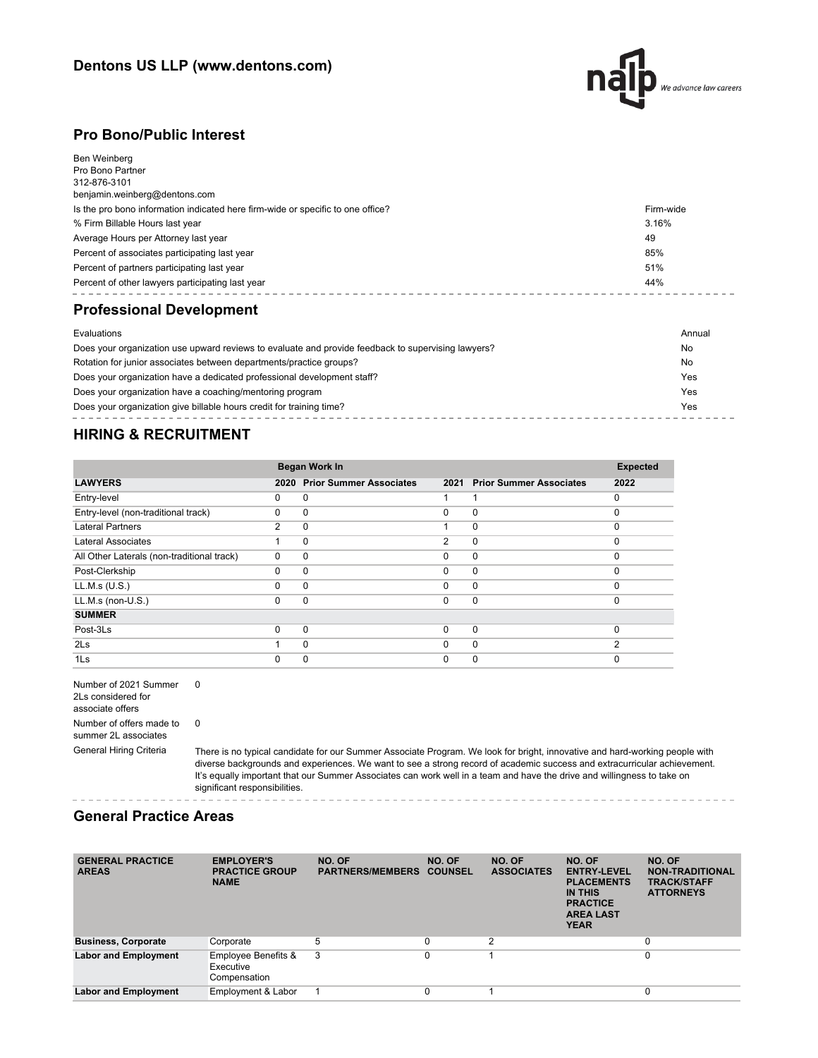## Dentons US LLP (www.dentons.com)

## Pro Bono/Public Interest

Ben Weinberg
Pro Bono Partner
312-876-3101
benjamin.weinberg@dentons.com

| | |
|---|---|
| Is the pro bono information indicated here firm-wide or specific to one office? | Firm-wide |
| % Firm Billable Hours last year | 3.16% |
| Average Hours per Attorney last year | 49 |
| Percent of associates participating last year | 85% |
| Percent of partners participating last year | 51% |
| Percent of other lawyers participating last year | 44% |

## Professional Development

| | |
|---|---|
| Evaluations | Annual |
| Does your organization use upward reviews to evaluate and provide feedback to supervising lawyers? | No |
| Rotation for junior associates between departments/practice groups? | No |
| Does your organization have a dedicated professional development staff? | Yes |
| Does your organization have a coaching/mentoring program | Yes |
| Does your organization give billable hours credit for training time? | Yes |

## HIRING & RECRUITMENT

| | Began Work In | | | | Expected |
|---|---|---|---|---|---|
| **LAWYERS** | **2020** | **Prior Summer Associates** | **2021** | **Prior Summer Associates** | **2022** |
| Entry-level | 0 | 0 | 1 | 1 | 0 |
| Entry-level (non-traditional track) | 0 | 0 | 0 | 0 | 0 |
| Lateral Partners | 2 | 0 | 1 | 0 | 0 |
| Lateral Associates | 1 | 0 | 2 | 0 | 0 |
| All Other Laterals (non-traditional track) | 0 | 0 | 0 | 0 | 0 |
| Post-Clerkship | 0 | 0 | 0 | 0 | 0 |
| LL.M.s (U.S.) | 0 | 0 | 0 | 0 | 0 |
| LL.M.s (non-U.S.) | 0 | 0 | 0 | 0 | 0 |
| **SUMMER** | | | | | |
| Post-3Ls | 0 | 0 | 0 | 0 | 0 |
| 2Ls | 1 | 0 | 0 | 0 | 2 |
| 1Ls | 0 | 0 | 0 | 0 | 0 |

| | |
|---|---|
| Number of 2021 Summer 2Ls considered for associate offers | 0 |
| Number of offers made to summer 2L associates | 0 |
| General Hiring Criteria | There is no typical candidate for our Summer Associate Program. We look for bright, innovative and hard-working people with diverse backgrounds and experiences. We want to see a strong record of academic success and extracurricular achievement. It's equally important that our Summer Associates can work well in a team and have the drive and willingness to take on significant responsibilities. |

## General Practice Areas

| GENERAL PRACTICE AREAS | EMPLOYER'S PRACTICE GROUP NAME | NO. OF PARTNERS/MEMBERS | NO. OF COUNSEL | NO. OF ASSOCIATES | NO. OF ENTRY-LEVEL PLACEMENTS IN THIS PRACTICE AREA LAST YEAR | NO. OF NON-TRADITIONAL TRACK/STAFF ATTORNEYS |
|---|---|---|---|---|---|---|
| **Business, Corporate** | Corporate | 5 | 0 | 2 | | 0 |
| **Labor and Employment** | Employee Benefits & Executive Compensation | 3 | 0 | 1 | | 0 |
| **Labor and Employment** | Employment & Labor | 1 | 0 | 1 | | 0 |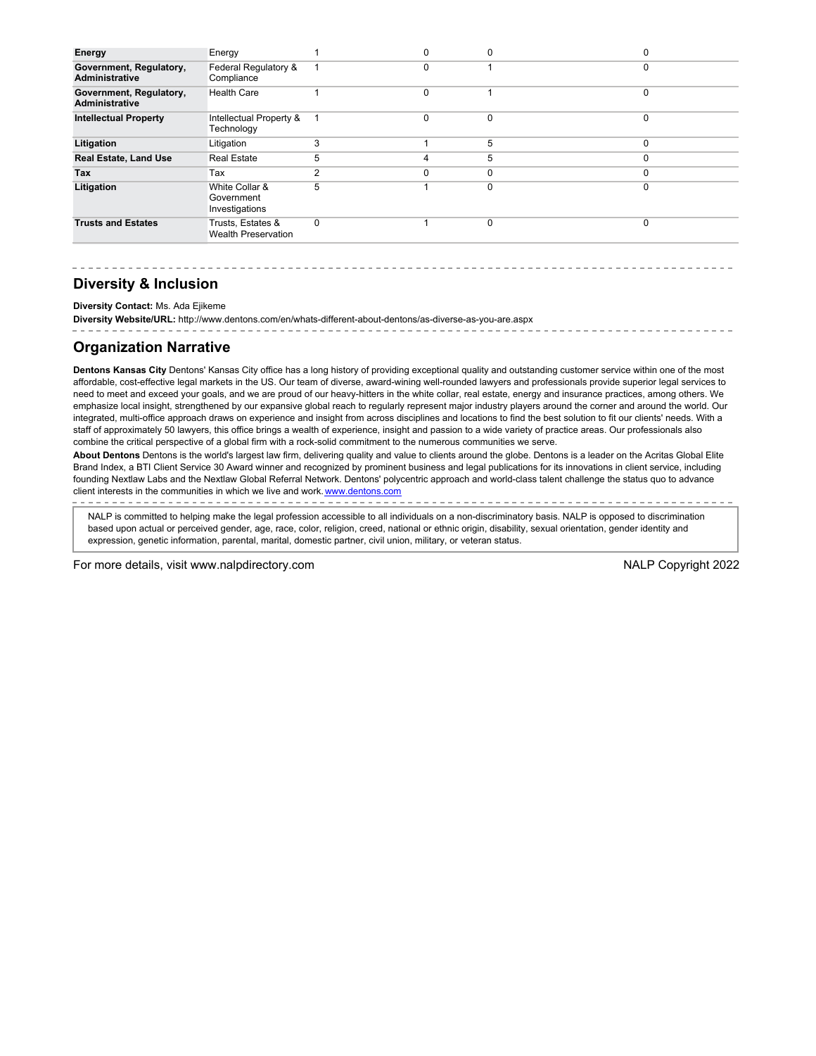| | | | | | |
|---|---|---|---|---|---|
| **Energy** | Energy | 1 | 0 | 0 | 0 |
| **Government, Regulatory, Administrative** | Federal Regulatory & Compliance | 1 | 0 | 1 | 0 |
| **Government, Regulatory, Administrative** | Health Care | 1 | 0 | 1 | 0 |
| **Intellectual Property** | Intellectual Property & Technology | 1 | 0 | 0 | 0 |
| **Litigation** | Litigation | 3 | 1 | 5 | 0 |
| **Real Estate, Land Use** | Real Estate | 5 | 4 | 5 | 0 |
| **Tax** | Tax | 2 | 0 | 0 | 0 |
| **Litigation** | White Collar & Government Investigations | 5 | 1 | 0 | 0 |
| **Trusts and Estates** | Trusts, Estates & Wealth Preservation | 0 | 1 | 0 | 0 |

## Diversity & Inclusion

**Diversity Contact:** Ms. Ada Ejikeme

**Diversity Website/URL:** http://www.dentons.com/en/whats-different-about-dentons/as-diverse-as-you-are.aspx

## Organization Narrative

**Dentons Kansas City** Dentons' Kansas City office has a long history of providing exceptional quality and outstanding customer service within one of the most affordable, cost-effective legal markets in the US. Our team of diverse, award-wining well-rounded lawyers and professionals provide superior legal services to need to meet and exceed your goals, and we are proud of our heavy-hitters in the white collar, real estate, energy and insurance practices, among others. We emphasize local insight, strengthened by our expansive global reach to regularly represent major industry players around the corner and around the world. Our integrated, multi-office approach draws on experience and insight from across disciplines and locations to find the best solution to fit our clients' needs. With a staff of approximately 50 lawyers, this office brings a wealth of experience, insight and passion to a wide variety of practice areas. Our professionals also combine the critical perspective of a global firm with a rock-solid commitment to the numerous communities we serve.

**About Dentons** Dentons is the world's largest law firm, delivering quality and value to clients around the globe. Dentons is a leader on the Acritas Global Elite Brand Index, a BTI Client Service 30 Award winner and recognized by prominent business and legal publications for its innovations in client service, including founding Nextlaw Labs and the Nextlaw Global Referral Network. Dentons' polycentric approach and world-class talent challenge the status quo to advance client interests in the communities in which we live and work. www.dentons.com

NALP is committed to helping make the legal profession accessible to all individuals on a non-discriminatory basis. NALP is opposed to discrimination based upon actual or perceived gender, age, race, color, religion, creed, national or ethnic origin, disability, sexual orientation, gender identity and expression, genetic information, parental, marital, domestic partner, civil union, military, or veteran status.

For more details, visit www.nalpdirectory.com

NALP Copyright 2022